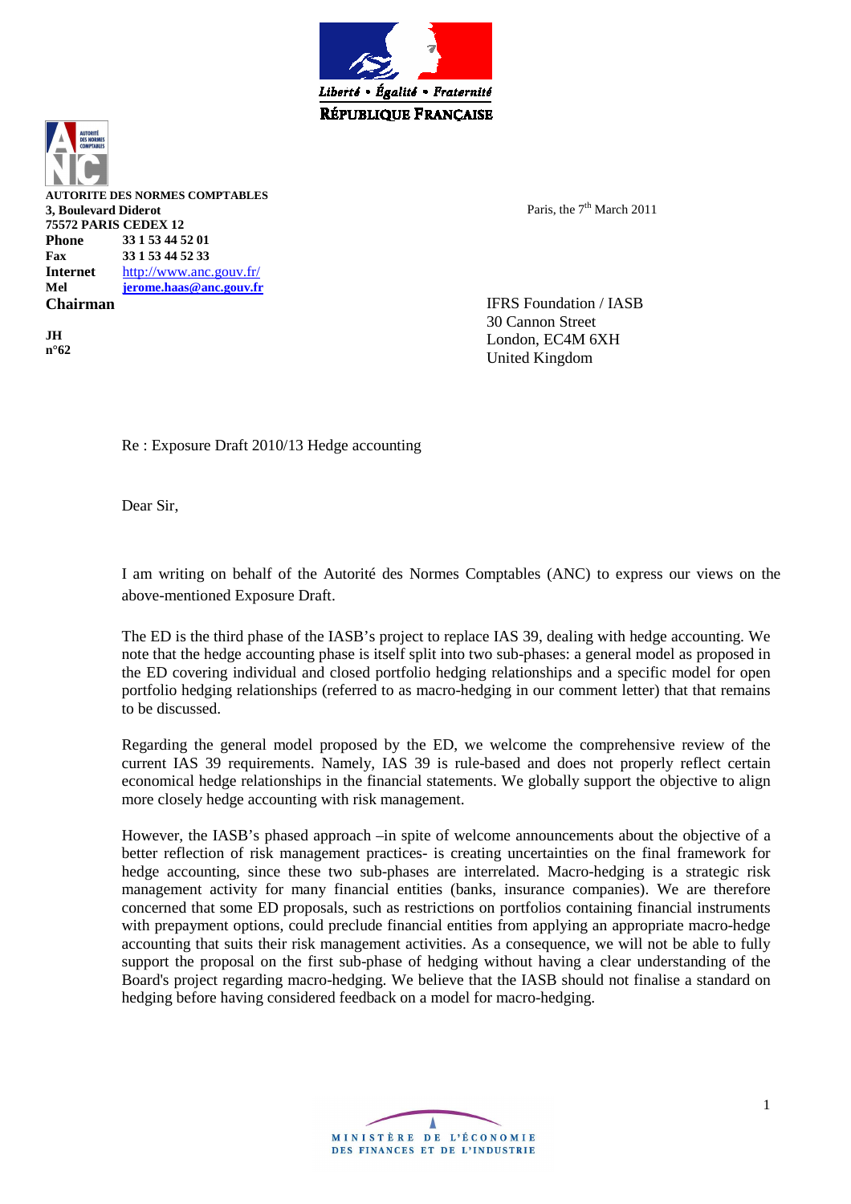Liberté • Égalité • Fraternité

RÉPUBLIQUE FRANÇAISE

**AUTORITE DES NORMES COMPTABLES**
**3, Boulevard Diderot**
**75572 PARIS CEDEX 12**

| | |
|---|---|
| **Phone** | **33 1 53 44 52 01** |
| **Fax** | **33 1 53 44 52 33** |
| **Internet** | http://www.anc.gouv.fr/ |
| **Mel** | **jerome.haas@anc.gouv.fr** |

**Chairman**

**JH**
**n°62**

Paris, the 7th March 2011

IFRS Foundation / IASB
30 Cannon Street
London, EC4M 6XH
United Kingdom

Re : Exposure Draft 2010/13 Hedge accounting

Dear Sir,

I am writing on behalf of the Autorité des Normes Comptables (ANC) to express our views on the above-mentioned Exposure Draft.

The ED is the third phase of the IASB's project to replace IAS 39, dealing with hedge accounting. We note that the hedge accounting phase is itself split into two sub-phases: a general model as proposed in the ED covering individual and closed portfolio hedging relationships and a specific model for open portfolio hedging relationships (referred to as macro-hedging in our comment letter) that that remains to be discussed.

Regarding the general model proposed by the ED, we welcome the comprehensive review of the current IAS 39 requirements. Namely, IAS 39 is rule-based and does not properly reflect certain economical hedge relationships in the financial statements. We globally support the objective to align more closely hedge accounting with risk management.

However, the IASB's phased approach –in spite of welcome announcements about the objective of a better reflection of risk management practices- is creating uncertainties on the final framework for hedge accounting, since these two sub-phases are interrelated. Macro-hedging is a strategic risk management activity for many financial entities (banks, insurance companies). We are therefore concerned that some ED proposals, such as restrictions on portfolios containing financial instruments with prepayment options, could preclude financial entities from applying an appropriate macro-hedge accounting that suits their risk management activities. As a consequence, we will not be able to fully support the proposal on the first sub-phase of hedging without having a clear understanding of the Board's project regarding macro-hedging. We believe that the IASB should not finalise a standard on hedging before having considered feedback on a model for macro-hedging.

MINISTÈRE DE L'ÉCONOMIE
DES FINANCES ET DE L'INDUSTRIE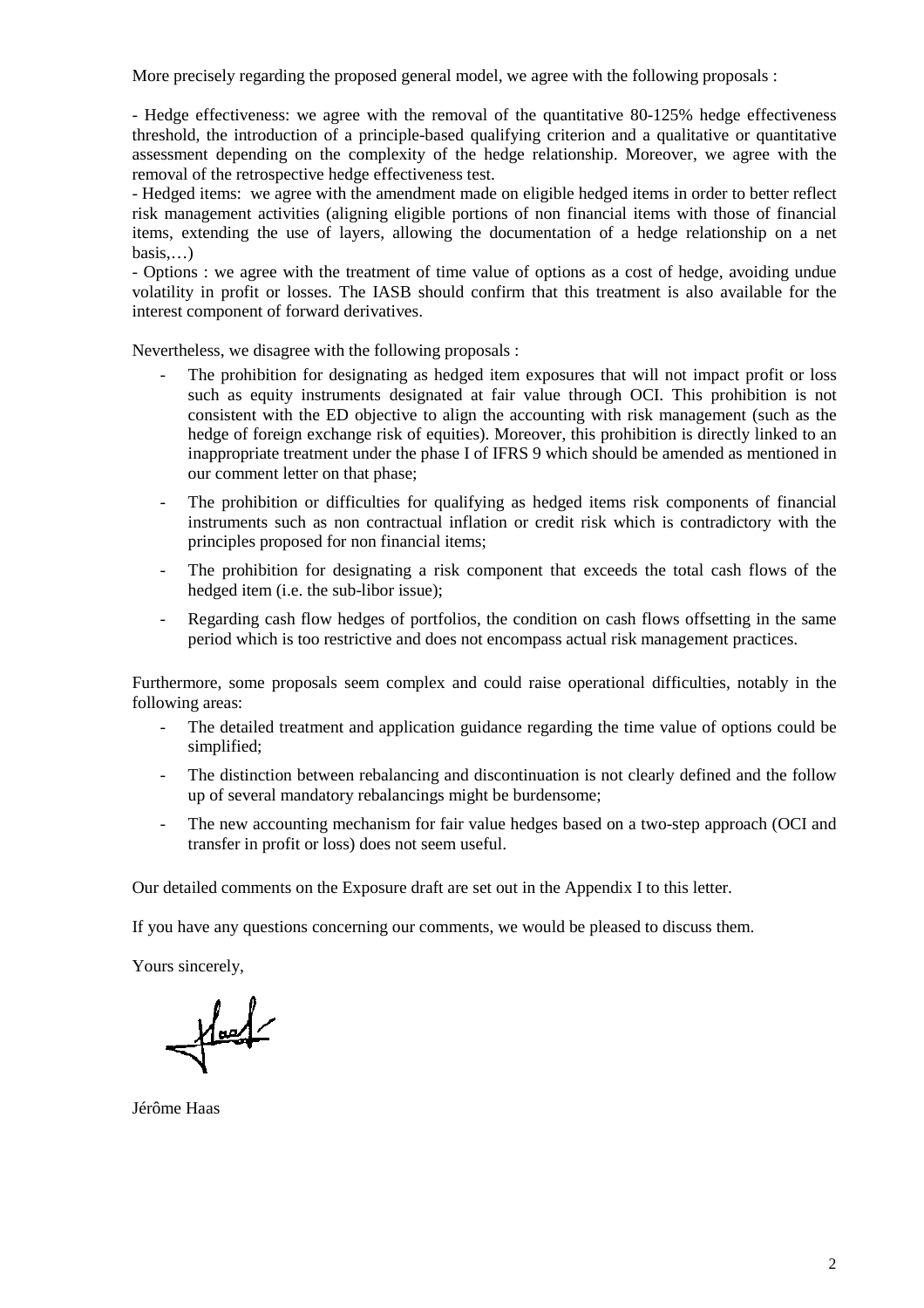More precisely regarding the proposed general model, we agree with the following proposals :

- Hedge effectiveness: we agree with the removal of the quantitative 80-125% hedge effectiveness threshold, the introduction of a principle-based qualifying criterion and a qualitative or quantitative assessment depending on the complexity of the hedge relationship. Moreover, we agree with the removal of the retrospective hedge effectiveness test.
- Hedged items: we agree with the amendment made on eligible hedged items in order to better reflect risk management activities (aligning eligible portions of non financial items with those of financial items, extending the use of layers, allowing the documentation of a hedge relationship on a net basis,…)
- Options : we agree with the treatment of time value of options as a cost of hedge, avoiding undue volatility in profit or losses. The IASB should confirm that this treatment is also available for the interest component of forward derivatives.

Nevertheless, we disagree with the following proposals :

- The prohibition for designating as hedged item exposures that will not impact profit or loss such as equity instruments designated at fair value through OCI. This prohibition is not consistent with the ED objective to align the accounting with risk management (such as the hedge of foreign exchange risk of equities). Moreover, this prohibition is directly linked to an inappropriate treatment under the phase I of IFRS 9 which should be amended as mentioned in our comment letter on that phase;
- The prohibition or difficulties for qualifying as hedged items risk components of financial instruments such as non contractual inflation or credit risk which is contradictory with the principles proposed for non financial items;
- The prohibition for designating a risk component that exceeds the total cash flows of the hedged item (i.e. the sub-libor issue);
- Regarding cash flow hedges of portfolios, the condition on cash flows offsetting in the same period which is too restrictive and does not encompass actual risk management practices.

Furthermore, some proposals seem complex and could raise operational difficulties, notably in the following areas:

- The detailed treatment and application guidance regarding the time value of options could be simplified;
- The distinction between rebalancing and discontinuation is not clearly defined and the follow up of several mandatory rebalancings might be burdensome;
- The new accounting mechanism for fair value hedges based on a two-step approach (OCI and transfer in profit or loss) does not seem useful.

Our detailed comments on the Exposure draft are set out in the Appendix I to this letter.

If you have any questions concerning our comments, we would be pleased to discuss them.

Yours sincerely,

Jérôme Haas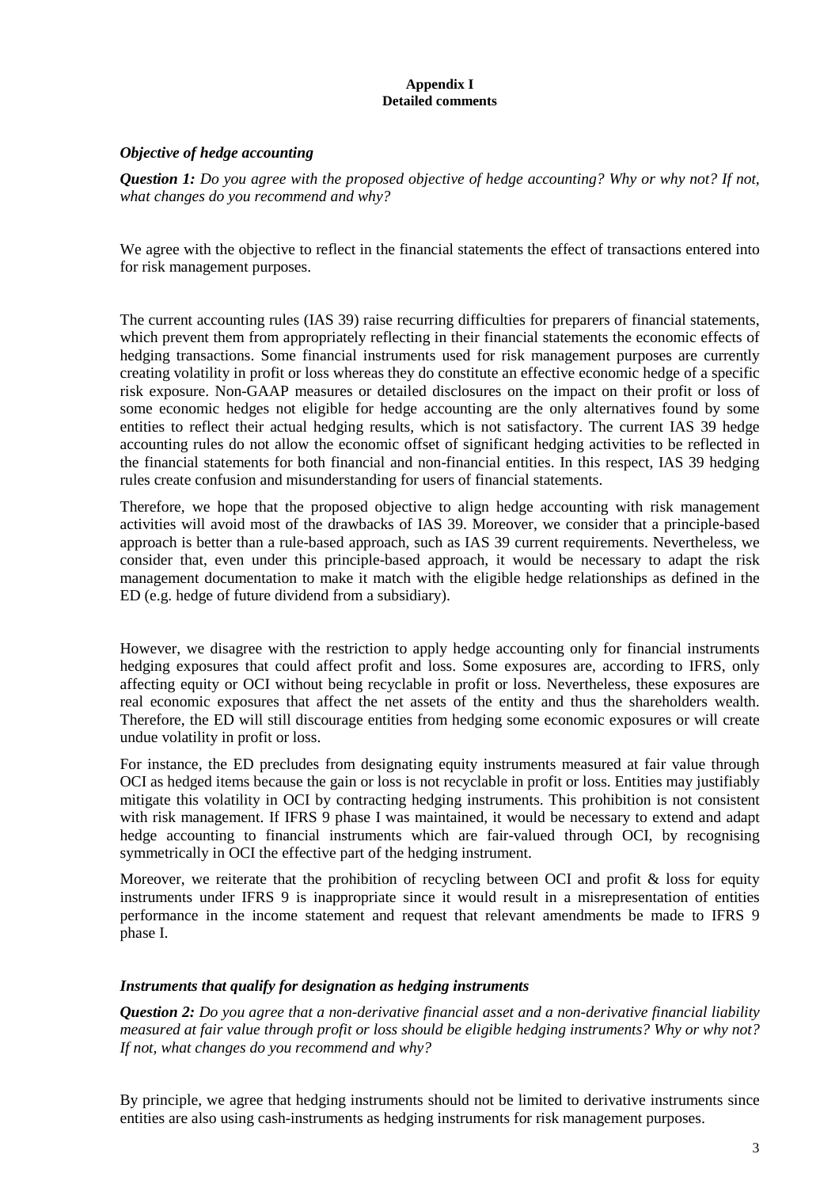**Appendix I**
**Detailed comments**

### *Objective of hedge accounting*

***Question 1:*** *Do you agree with the proposed objective of hedge accounting? Why or why not? If not, what changes do you recommend and why?*

We agree with the objective to reflect in the financial statements the effect of transactions entered into for risk management purposes.

The current accounting rules (IAS 39) raise recurring difficulties for preparers of financial statements, which prevent them from appropriately reflecting in their financial statements the economic effects of hedging transactions. Some financial instruments used for risk management purposes are currently creating volatility in profit or loss whereas they do constitute an effective economic hedge of a specific risk exposure. Non-GAAP measures or detailed disclosures on the impact on their profit or loss of some economic hedges not eligible for hedge accounting are the only alternatives found by some entities to reflect their actual hedging results, which is not satisfactory. The current IAS 39 hedge accounting rules do not allow the economic offset of significant hedging activities to be reflected in the financial statements for both financial and non-financial entities. In this respect, IAS 39 hedging rules create confusion and misunderstanding for users of financial statements.

Therefore, we hope that the proposed objective to align hedge accounting with risk management activities will avoid most of the drawbacks of IAS 39. Moreover, we consider that a principle-based approach is better than a rule-based approach, such as IAS 39 current requirements. Nevertheless, we consider that, even under this principle-based approach, it would be necessary to adapt the risk management documentation to make it match with the eligible hedge relationships as defined in the ED (e.g. hedge of future dividend from a subsidiary).

However, we disagree with the restriction to apply hedge accounting only for financial instruments hedging exposures that could affect profit and loss. Some exposures are, according to IFRS, only affecting equity or OCI without being recyclable in profit or loss. Nevertheless, these exposures are real economic exposures that affect the net assets of the entity and thus the shareholders wealth. Therefore, the ED will still discourage entities from hedging some economic exposures or will create undue volatility in profit or loss.

For instance, the ED precludes from designating equity instruments measured at fair value through OCI as hedged items because the gain or loss is not recyclable in profit or loss. Entities may justifiably mitigate this volatility in OCI by contracting hedging instruments. This prohibition is not consistent with risk management. If IFRS 9 phase I was maintained, it would be necessary to extend and adapt hedge accounting to financial instruments which are fair-valued through OCI, by recognising symmetrically in OCI the effective part of the hedging instrument.

Moreover, we reiterate that the prohibition of recycling between OCI and profit & loss for equity instruments under IFRS 9 is inappropriate since it would result in a misrepresentation of entities performance in the income statement and request that relevant amendments be made to IFRS 9 phase I.

### *Instruments that qualify for designation as hedging instruments*

***Question 2:*** *Do you agree that a non-derivative financial asset and a non-derivative financial liability measured at fair value through profit or loss should be eligible hedging instruments? Why or why not? If not, what changes do you recommend and why?*

By principle, we agree that hedging instruments should not be limited to derivative instruments since entities are also using cash-instruments as hedging instruments for risk management purposes.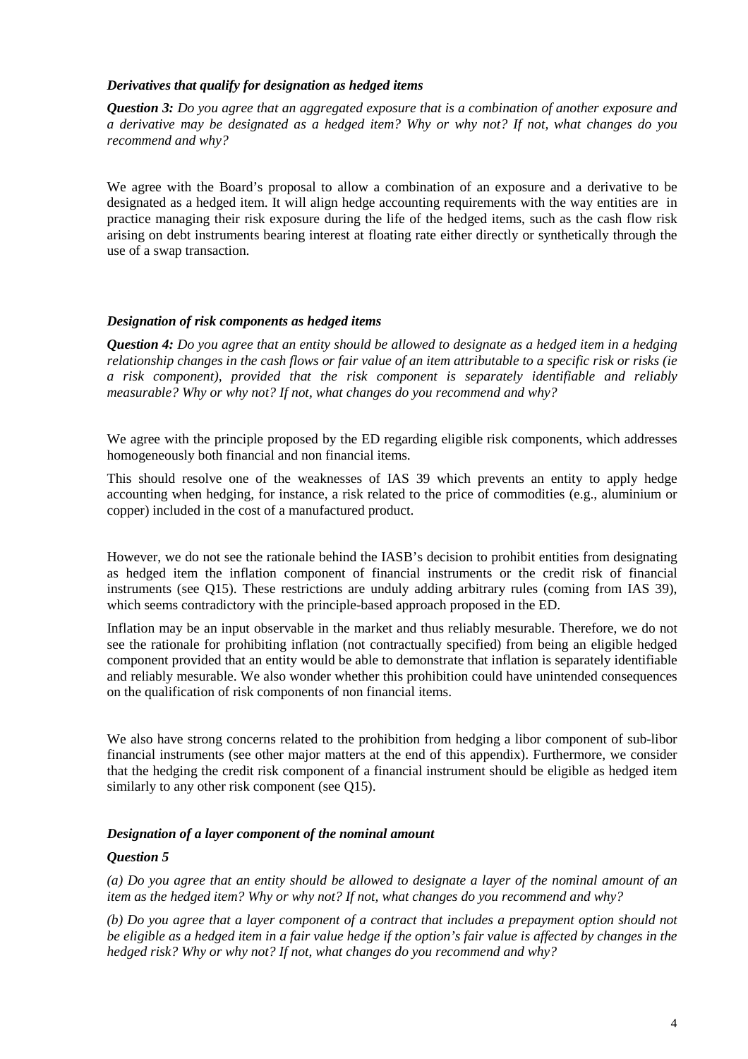### *Derivatives that qualify for designation as hedged items*

***Question 3:*** *Do you agree that an aggregated exposure that is a combination of another exposure and a derivative may be designated as a hedged item? Why or why not? If not, what changes do you recommend and why?*

We agree with the Board's proposal to allow a combination of an exposure and a derivative to be designated as a hedged item. It will align hedge accounting requirements with the way entities are in practice managing their risk exposure during the life of the hedged items, such as the cash flow risk arising on debt instruments bearing interest at floating rate either directly or synthetically through the use of a swap transaction.

### *Designation of risk components as hedged items*

***Question 4:*** *Do you agree that an entity should be allowed to designate as a hedged item in a hedging relationship changes in the cash flows or fair value of an item attributable to a specific risk or risks (ie a risk component), provided that the risk component is separately identifiable and reliably measurable? Why or why not? If not, what changes do you recommend and why?*

We agree with the principle proposed by the ED regarding eligible risk components, which addresses homogeneously both financial and non financial items.

This should resolve one of the weaknesses of IAS 39 which prevents an entity to apply hedge accounting when hedging, for instance, a risk related to the price of commodities (e.g., aluminium or copper) included in the cost of a manufactured product.

However, we do not see the rationale behind the IASB's decision to prohibit entities from designating as hedged item the inflation component of financial instruments or the credit risk of financial instruments (see Q15). These restrictions are unduly adding arbitrary rules (coming from IAS 39), which seems contradictory with the principle-based approach proposed in the ED.

Inflation may be an input observable in the market and thus reliably mesurable. Therefore, we do not see the rationale for prohibiting inflation (not contractually specified) from being an eligible hedged component provided that an entity would be able to demonstrate that inflation is separately identifiable and reliably mesurable. We also wonder whether this prohibition could have unintended consequences on the qualification of risk components of non financial items.

We also have strong concerns related to the prohibition from hedging a libor component of sub-libor financial instruments (see other major matters at the end of this appendix). Furthermore, we consider that the hedging the credit risk component of a financial instrument should be eligible as hedged item similarly to any other risk component (see Q15).

### *Designation of a layer component of the nominal amount*

***Question 5***

*(a) Do you agree that an entity should be allowed to designate a layer of the nominal amount of an item as the hedged item? Why or why not? If not, what changes do you recommend and why?*

*(b) Do you agree that a layer component of a contract that includes a prepayment option should not be eligible as a hedged item in a fair value hedge if the option's fair value is affected by changes in the hedged risk? Why or why not? If not, what changes do you recommend and why?*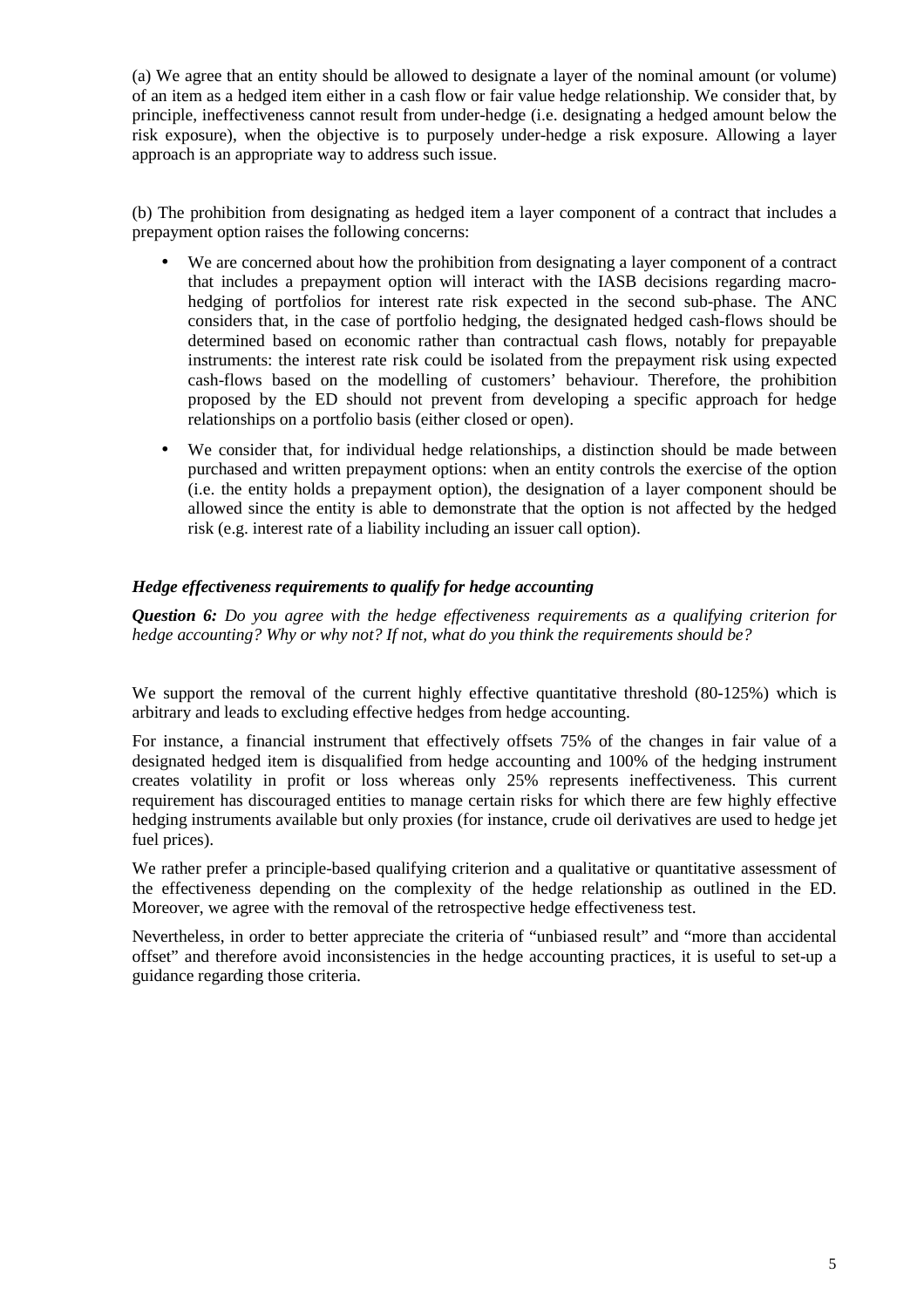(a) We agree that an entity should be allowed to designate a layer of the nominal amount (or volume) of an item as a hedged item either in a cash flow or fair value hedge relationship. We consider that, by principle, ineffectiveness cannot result from under-hedge (i.e. designating a hedged amount below the risk exposure), when the objective is to purposely under-hedge a risk exposure. Allowing a layer approach is an appropriate way to address such issue.

(b) The prohibition from designating as hedged item a layer component of a contract that includes a prepayment option raises the following concerns:

- We are concerned about how the prohibition from designating a layer component of a contract that includes a prepayment option will interact with the IASB decisions regarding macro-hedging of portfolios for interest rate risk expected in the second sub-phase. The ANC considers that, in the case of portfolio hedging, the designated hedged cash-flows should be determined based on economic rather than contractual cash flows, notably for prepayable instruments: the interest rate risk could be isolated from the prepayment risk using expected cash-flows based on the modelling of customers' behaviour. Therefore, the prohibition proposed by the ED should not prevent from developing a specific approach for hedge relationships on a portfolio basis (either closed or open).
- We consider that, for individual hedge relationships, a distinction should be made between purchased and written prepayment options: when an entity controls the exercise of the option (i.e. the entity holds a prepayment option), the designation of a layer component should be allowed since the entity is able to demonstrate that the option is not affected by the hedged risk (e.g. interest rate of a liability including an issuer call option).

### *Hedge effectiveness requirements to qualify for hedge accounting*

***Question 6:*** *Do you agree with the hedge effectiveness requirements as a qualifying criterion for hedge accounting? Why or why not? If not, what do you think the requirements should be?*

We support the removal of the current highly effective quantitative threshold (80-125%) which is arbitrary and leads to excluding effective hedges from hedge accounting.

For instance, a financial instrument that effectively offsets 75% of the changes in fair value of a designated hedged item is disqualified from hedge accounting and 100% of the hedging instrument creates volatility in profit or loss whereas only 25% represents ineffectiveness. This current requirement has discouraged entities to manage certain risks for which there are few highly effective hedging instruments available but only proxies (for instance, crude oil derivatives are used to hedge jet fuel prices).

We rather prefer a principle-based qualifying criterion and a qualitative or quantitative assessment of the effectiveness depending on the complexity of the hedge relationship as outlined in the ED. Moreover, we agree with the removal of the retrospective hedge effectiveness test.

Nevertheless, in order to better appreciate the criteria of "unbiased result" and "more than accidental offset" and therefore avoid inconsistencies in the hedge accounting practices, it is useful to set-up a guidance regarding those criteria.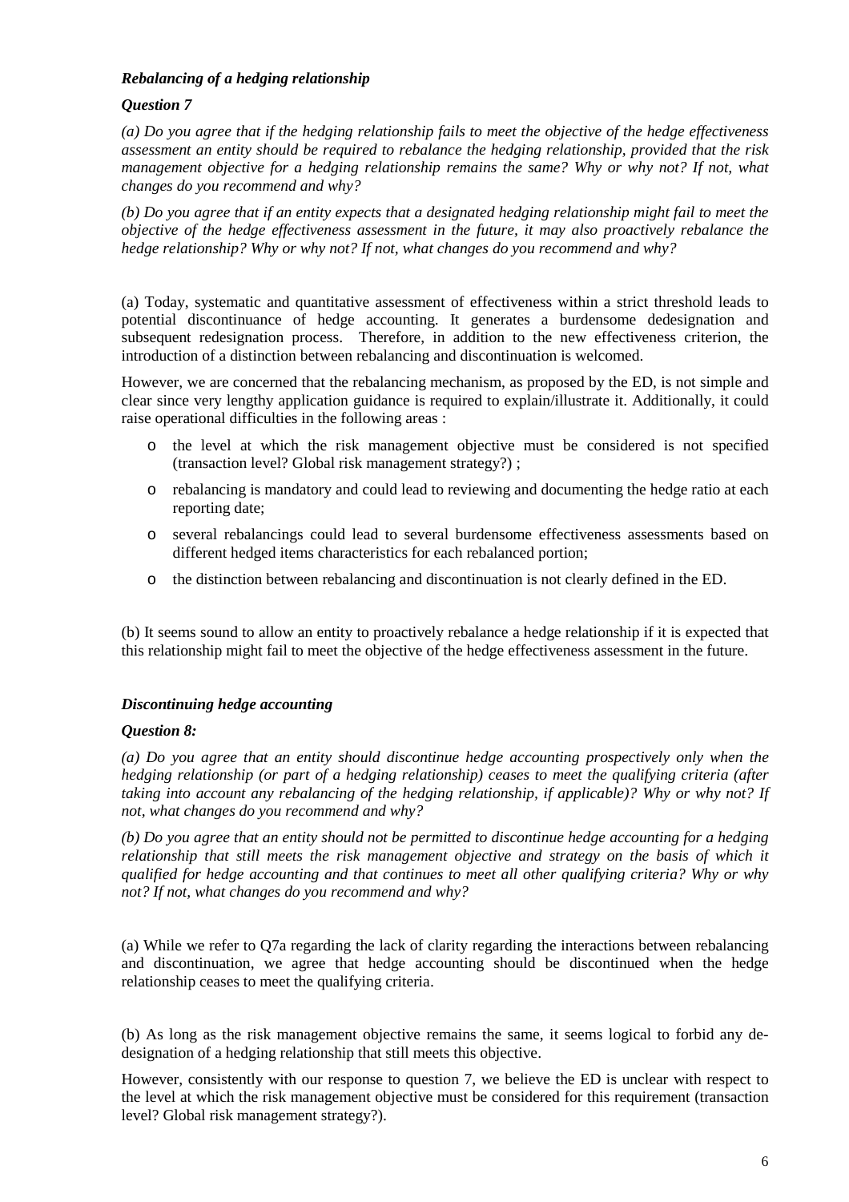***Rebalancing of a hedging relationship***

***Question 7***

*(a) Do you agree that if the hedging relationship fails to meet the objective of the hedge effectiveness assessment an entity should be required to rebalance the hedging relationship, provided that the risk management objective for a hedging relationship remains the same? Why or why not? If not, what changes do you recommend and why?*

*(b) Do you agree that if an entity expects that a designated hedging relationship might fail to meet the objective of the hedge effectiveness assessment in the future, it may also proactively rebalance the hedge relationship? Why or why not? If not, what changes do you recommend and why?*

(a) Today, systematic and quantitative assessment of effectiveness within a strict threshold leads to potential discontinuance of hedge accounting. It generates a burdensome dedesignation and subsequent redesignation process. Therefore, in addition to the new effectiveness criterion, the introduction of a distinction between rebalancing and discontinuation is welcomed.

However, we are concerned that the rebalancing mechanism, as proposed by the ED, is not simple and clear since very lengthy application guidance is required to explain/illustrate it. Additionally, it could raise operational difficulties in the following areas :

- the level at which the risk management objective must be considered is not specified (transaction level? Global risk management strategy?) ;
- rebalancing is mandatory and could lead to reviewing and documenting the hedge ratio at each reporting date;
- several rebalancings could lead to several burdensome effectiveness assessments based on different hedged items characteristics for each rebalanced portion;
- the distinction between rebalancing and discontinuation is not clearly defined in the ED.

(b) It seems sound to allow an entity to proactively rebalance a hedge relationship if it is expected that this relationship might fail to meet the objective of the hedge effectiveness assessment in the future.

***Discontinuing hedge accounting***

***Question 8:***

*(a) Do you agree that an entity should discontinue hedge accounting prospectively only when the hedging relationship (or part of a hedging relationship) ceases to meet the qualifying criteria (after taking into account any rebalancing of the hedging relationship, if applicable)? Why or why not? If not, what changes do you recommend and why?*

*(b) Do you agree that an entity should not be permitted to discontinue hedge accounting for a hedging relationship that still meets the risk management objective and strategy on the basis of which it qualified for hedge accounting and that continues to meet all other qualifying criteria? Why or why not? If not, what changes do you recommend and why?*

(a) While we refer to Q7a regarding the lack of clarity regarding the interactions between rebalancing and discontinuation, we agree that hedge accounting should be discontinued when the hedge relationship ceases to meet the qualifying criteria.

(b) As long as the risk management objective remains the same, it seems logical to forbid any de-designation of a hedging relationship that still meets this objective.

However, consistently with our response to question 7, we believe the ED is unclear with respect to the level at which the risk management objective must be considered for this requirement (transaction level? Global risk management strategy?).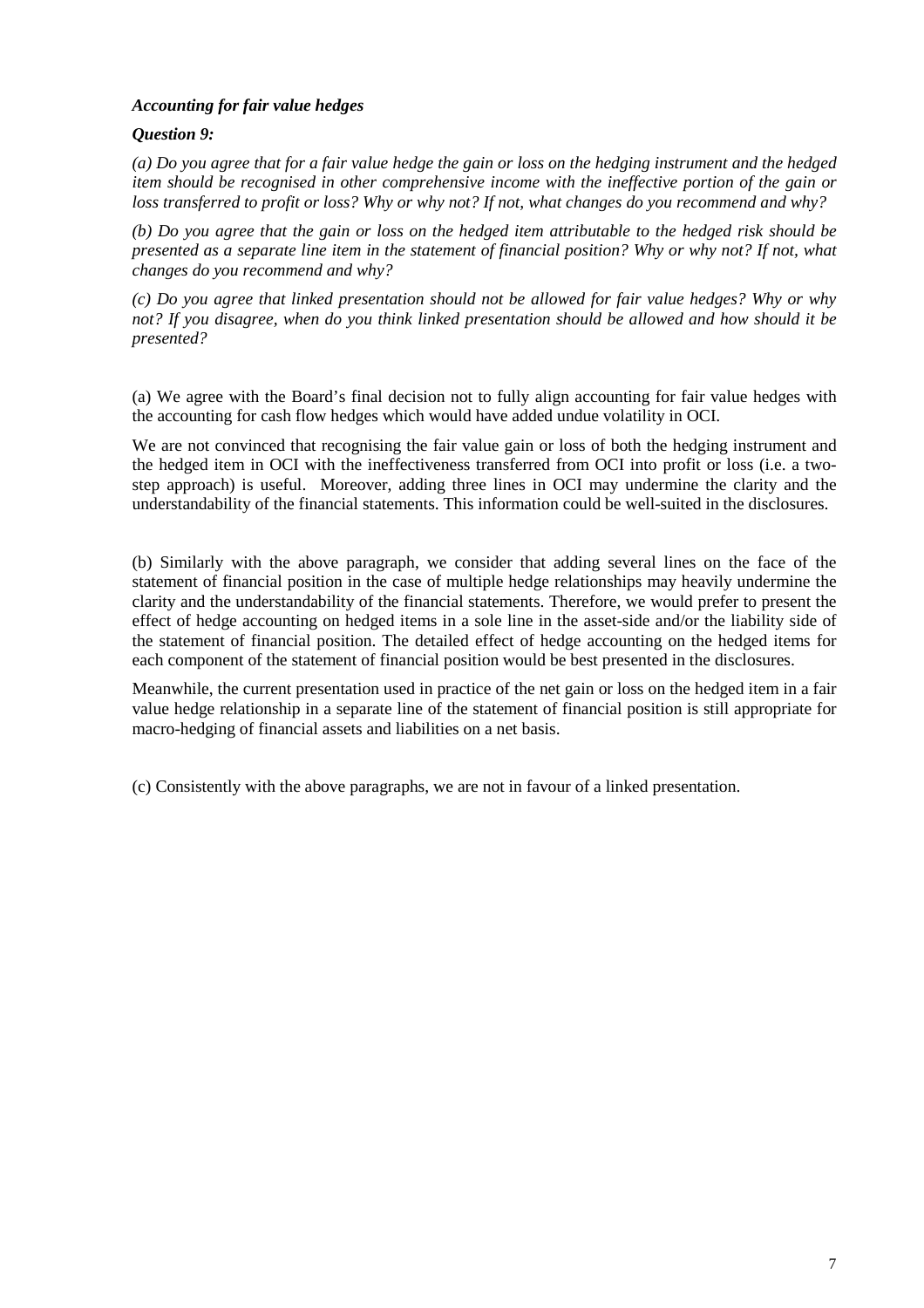***Accounting for fair value hedges***

***Question 9:***

*(a) Do you agree that for a fair value hedge the gain or loss on the hedging instrument and the hedged item should be recognised in other comprehensive income with the ineffective portion of the gain or loss transferred to profit or loss? Why or why not? If not, what changes do you recommend and why?*

*(b) Do you agree that the gain or loss on the hedged item attributable to the hedged risk should be presented as a separate line item in the statement of financial position? Why or why not? If not, what changes do you recommend and why?*

*(c) Do you agree that linked presentation should not be allowed for fair value hedges? Why or why not? If you disagree, when do you think linked presentation should be allowed and how should it be presented?*

(a) We agree with the Board's final decision not to fully align accounting for fair value hedges with the accounting for cash flow hedges which would have added undue volatility in OCI.

We are not convinced that recognising the fair value gain or loss of both the hedging instrument and the hedged item in OCI with the ineffectiveness transferred from OCI into profit or loss (i.e. a two-step approach) is useful. Moreover, adding three lines in OCI may undermine the clarity and the understandability of the financial statements. This information could be well-suited in the disclosures.

(b) Similarly with the above paragraph, we consider that adding several lines on the face of the statement of financial position in the case of multiple hedge relationships may heavily undermine the clarity and the understandability of the financial statements. Therefore, we would prefer to present the effect of hedge accounting on hedged items in a sole line in the asset-side and/or the liability side of the statement of financial position. The detailed effect of hedge accounting on the hedged items for each component of the statement of financial position would be best presented in the disclosures.

Meanwhile, the current presentation used in practice of the net gain or loss on the hedged item in a fair value hedge relationship in a separate line of the statement of financial position is still appropriate for macro-hedging of financial assets and liabilities on a net basis.

(c) Consistently with the above paragraphs, we are not in favour of a linked presentation.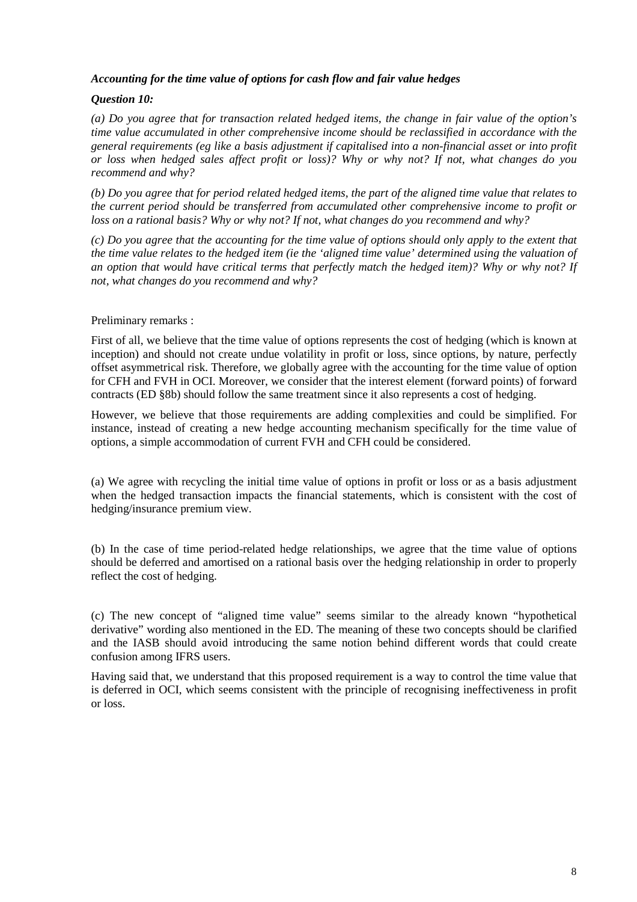***Accounting for the time value of options for cash flow and fair value hedges***

***Question 10:***

*(a) Do you agree that for transaction related hedged items, the change in fair value of the option's time value accumulated in other comprehensive income should be reclassified in accordance with the general requirements (eg like a basis adjustment if capitalised into a non-financial asset or into profit or loss when hedged sales affect profit or loss)? Why or why not? If not, what changes do you recommend and why?*

*(b) Do you agree that for period related hedged items, the part of the aligned time value that relates to the current period should be transferred from accumulated other comprehensive income to profit or loss on a rational basis? Why or why not? If not, what changes do you recommend and why?*

*(c) Do you agree that the accounting for the time value of options should only apply to the extent that the time value relates to the hedged item (ie the 'aligned time value' determined using the valuation of an option that would have critical terms that perfectly match the hedged item)? Why or why not? If not, what changes do you recommend and why?*

Preliminary remarks :

First of all, we believe that the time value of options represents the cost of hedging (which is known at inception) and should not create undue volatility in profit or loss, since options, by nature, perfectly offset asymmetrical risk. Therefore, we globally agree with the accounting for the time value of option for CFH and FVH in OCI. Moreover, we consider that the interest element (forward points) of forward contracts (ED §8b) should follow the same treatment since it also represents a cost of hedging.

However, we believe that those requirements are adding complexities and could be simplified. For instance, instead of creating a new hedge accounting mechanism specifically for the time value of options, a simple accommodation of current FVH and CFH could be considered.

(a) We agree with recycling the initial time value of options in profit or loss or as a basis adjustment when the hedged transaction impacts the financial statements, which is consistent with the cost of hedging/insurance premium view.

(b) In the case of time period-related hedge relationships, we agree that the time value of options should be deferred and amortised on a rational basis over the hedging relationship in order to properly reflect the cost of hedging.

(c) The new concept of "aligned time value" seems similar to the already known "hypothetical derivative" wording also mentioned in the ED. The meaning of these two concepts should be clarified and the IASB should avoid introducing the same notion behind different words that could create confusion among IFRS users.

Having said that, we understand that this proposed requirement is a way to control the time value that is deferred in OCI, which seems consistent with the principle of recognising ineffectiveness in profit or loss.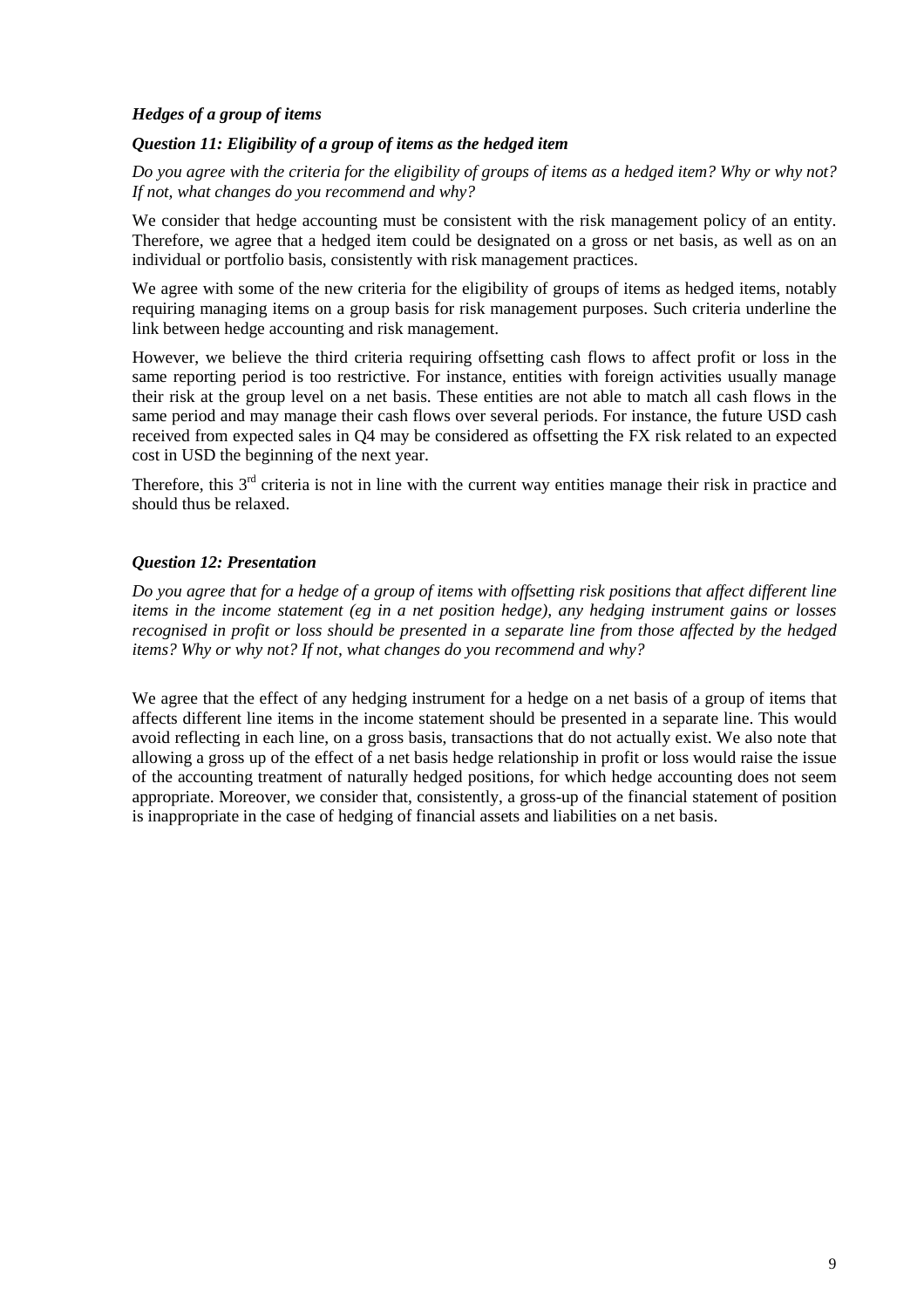### *Hedges of a group of items*

#### *Question 11: Eligibility of a group of items as the hedged item*

*Do you agree with the criteria for the eligibility of groups of items as a hedged item? Why or why not? If not, what changes do you recommend and why?*

We consider that hedge accounting must be consistent with the risk management policy of an entity. Therefore, we agree that a hedged item could be designated on a gross or net basis, as well as on an individual or portfolio basis, consistently with risk management practices.

We agree with some of the new criteria for the eligibility of groups of items as hedged items, notably requiring managing items on a group basis for risk management purposes. Such criteria underline the link between hedge accounting and risk management.

However, we believe the third criteria requiring offsetting cash flows to affect profit or loss in the same reporting period is too restrictive. For instance, entities with foreign activities usually manage their risk at the group level on a net basis. These entities are not able to match all cash flows in the same period and may manage their cash flows over several periods. For instance, the future USD cash received from expected sales in Q4 may be considered as offsetting the FX risk related to an expected cost in USD the beginning of the next year.

Therefore, this 3rd criteria is not in line with the current way entities manage their risk in practice and should thus be relaxed.

#### *Question 12: Presentation*

*Do you agree that for a hedge of a group of items with offsetting risk positions that affect different line items in the income statement (eg in a net position hedge), any hedging instrument gains or losses recognised in profit or loss should be presented in a separate line from those affected by the hedged items? Why or why not? If not, what changes do you recommend and why?*

We agree that the effect of any hedging instrument for a hedge on a net basis of a group of items that affects different line items in the income statement should be presented in a separate line. This would avoid reflecting in each line, on a gross basis, transactions that do not actually exist. We also note that allowing a gross up of the effect of a net basis hedge relationship in profit or loss would raise the issue of the accounting treatment of naturally hedged positions, for which hedge accounting does not seem appropriate. Moreover, we consider that, consistently, a gross-up of the financial statement of position is inappropriate in the case of hedging of financial assets and liabilities on a net basis.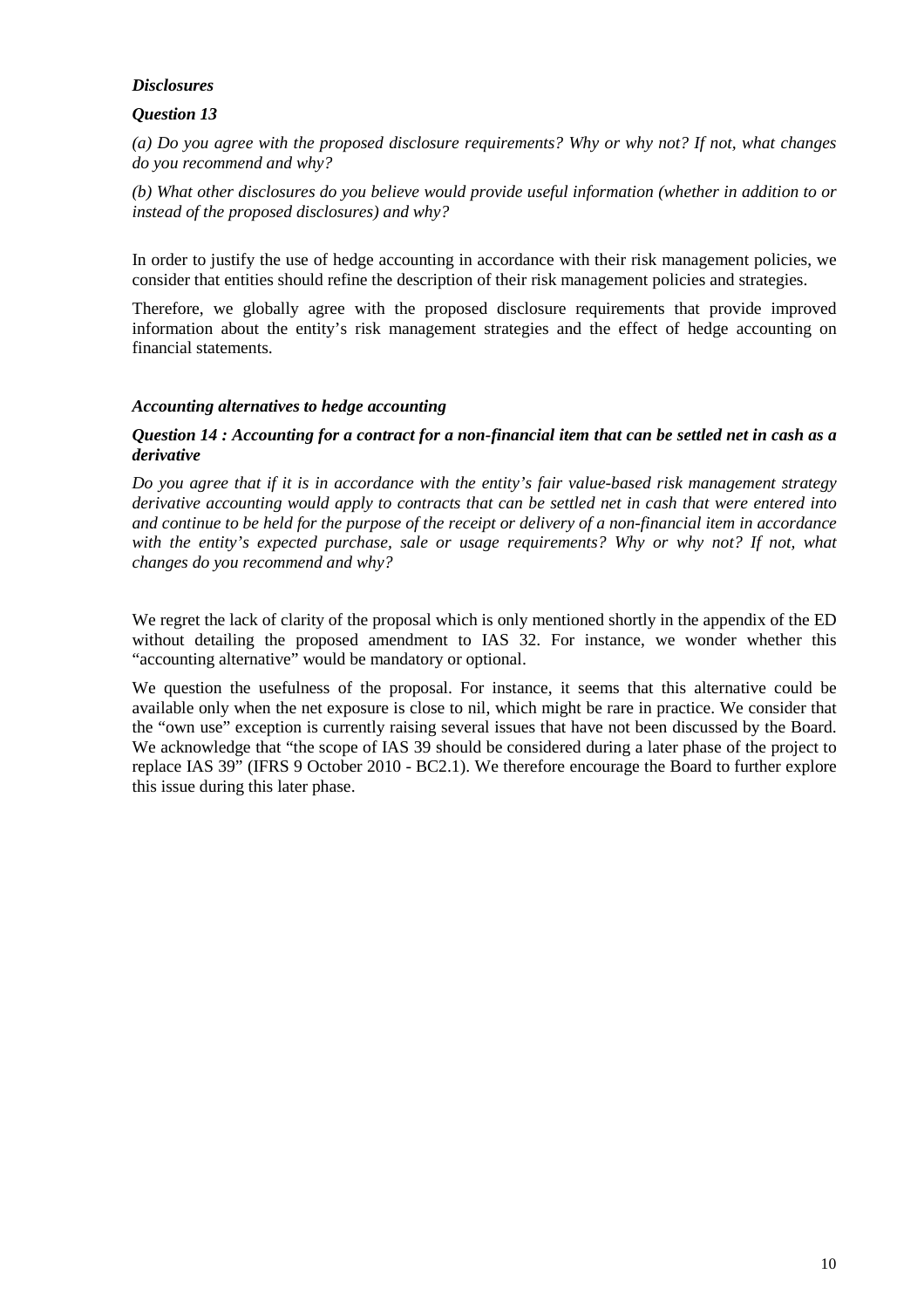### *Disclosures*

### *Question 13*

*(a) Do you agree with the proposed disclosure requirements? Why or why not? If not, what changes do you recommend and why?*

*(b) What other disclosures do you believe would provide useful information (whether in addition to or instead of the proposed disclosures) and why?*

In order to justify the use of hedge accounting in accordance with their risk management policies, we consider that entities should refine the description of their risk management policies and strategies.

Therefore, we globally agree with the proposed disclosure requirements that provide improved information about the entity's risk management strategies and the effect of hedge accounting on financial statements.

### *Accounting alternatives to hedge accounting*

### *Question 14 : Accounting for a contract for a non-financial item that can be settled net in cash as a derivative*

*Do you agree that if it is in accordance with the entity's fair value-based risk management strategy derivative accounting would apply to contracts that can be settled net in cash that were entered into and continue to be held for the purpose of the receipt or delivery of a non-financial item in accordance with the entity's expected purchase, sale or usage requirements? Why or why not? If not, what changes do you recommend and why?*

We regret the lack of clarity of the proposal which is only mentioned shortly in the appendix of the ED without detailing the proposed amendment to IAS 32. For instance, we wonder whether this "accounting alternative" would be mandatory or optional.

We question the usefulness of the proposal. For instance, it seems that this alternative could be available only when the net exposure is close to nil, which might be rare in practice. We consider that the "own use" exception is currently raising several issues that have not been discussed by the Board. We acknowledge that "the scope of IAS 39 should be considered during a later phase of the project to replace IAS 39" (IFRS 9 October 2010 - BC2.1). We therefore encourage the Board to further explore this issue during this later phase.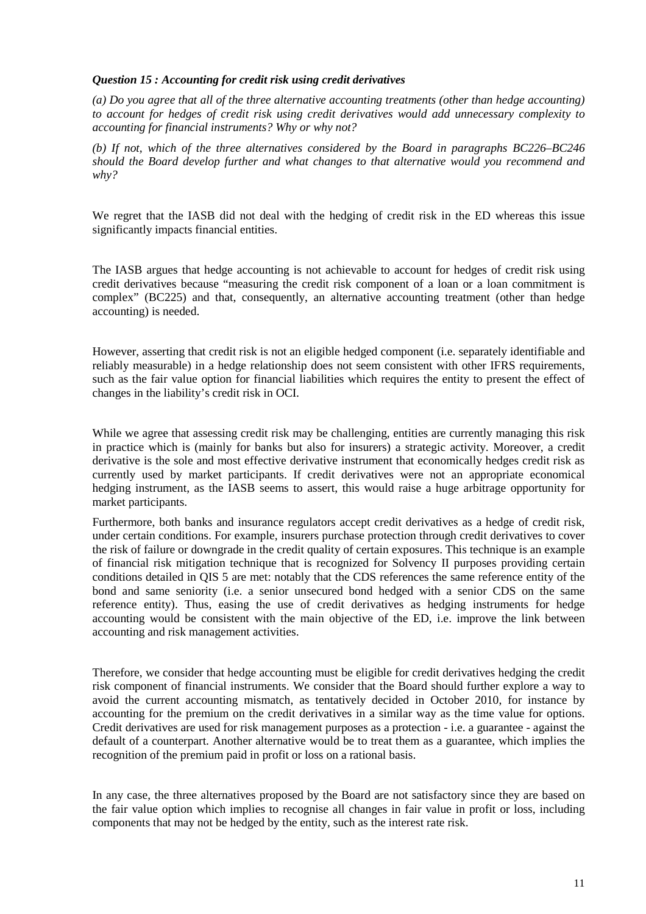***Question 15 : Accounting for credit risk using credit derivatives***

*(a) Do you agree that all of the three alternative accounting treatments (other than hedge accounting) to account for hedges of credit risk using credit derivatives would add unnecessary complexity to accounting for financial instruments? Why or why not?*

*(b) If not, which of the three alternatives considered by the Board in paragraphs BC226–BC246 should the Board develop further and what changes to that alternative would you recommend and why?*

We regret that the IASB did not deal with the hedging of credit risk in the ED whereas this issue significantly impacts financial entities.

The IASB argues that hedge accounting is not achievable to account for hedges of credit risk using credit derivatives because "measuring the credit risk component of a loan or a loan commitment is complex" (BC225) and that, consequently, an alternative accounting treatment (other than hedge accounting) is needed.

However, asserting that credit risk is not an eligible hedged component (i.e. separately identifiable and reliably measurable) in a hedge relationship does not seem consistent with other IFRS requirements, such as the fair value option for financial liabilities which requires the entity to present the effect of changes in the liability's credit risk in OCI.

While we agree that assessing credit risk may be challenging, entities are currently managing this risk in practice which is (mainly for banks but also for insurers) a strategic activity. Moreover, a credit derivative is the sole and most effective derivative instrument that economically hedges credit risk as currently used by market participants. If credit derivatives were not an appropriate economical hedging instrument, as the IASB seems to assert, this would raise a huge arbitrage opportunity for market participants.

Furthermore, both banks and insurance regulators accept credit derivatives as a hedge of credit risk, under certain conditions. For example, insurers purchase protection through credit derivatives to cover the risk of failure or downgrade in the credit quality of certain exposures. This technique is an example of financial risk mitigation technique that is recognized for Solvency II purposes providing certain conditions detailed in QIS 5 are met: notably that the CDS references the same reference entity of the bond and same seniority (i.e. a senior unsecured bond hedged with a senior CDS on the same reference entity). Thus, easing the use of credit derivatives as hedging instruments for hedge accounting would be consistent with the main objective of the ED, i.e. improve the link between accounting and risk management activities.

Therefore, we consider that hedge accounting must be eligible for credit derivatives hedging the credit risk component of financial instruments. We consider that the Board should further explore a way to avoid the current accounting mismatch, as tentatively decided in October 2010, for instance by accounting for the premium on the credit derivatives in a similar way as the time value for options. Credit derivatives are used for risk management purposes as a protection - i.e. a guarantee - against the default of a counterpart. Another alternative would be to treat them as a guarantee, which implies the recognition of the premium paid in profit or loss on a rational basis.

In any case, the three alternatives proposed by the Board are not satisfactory since they are based on the fair value option which implies to recognise all changes in fair value in profit or loss, including components that may not be hedged by the entity, such as the interest rate risk.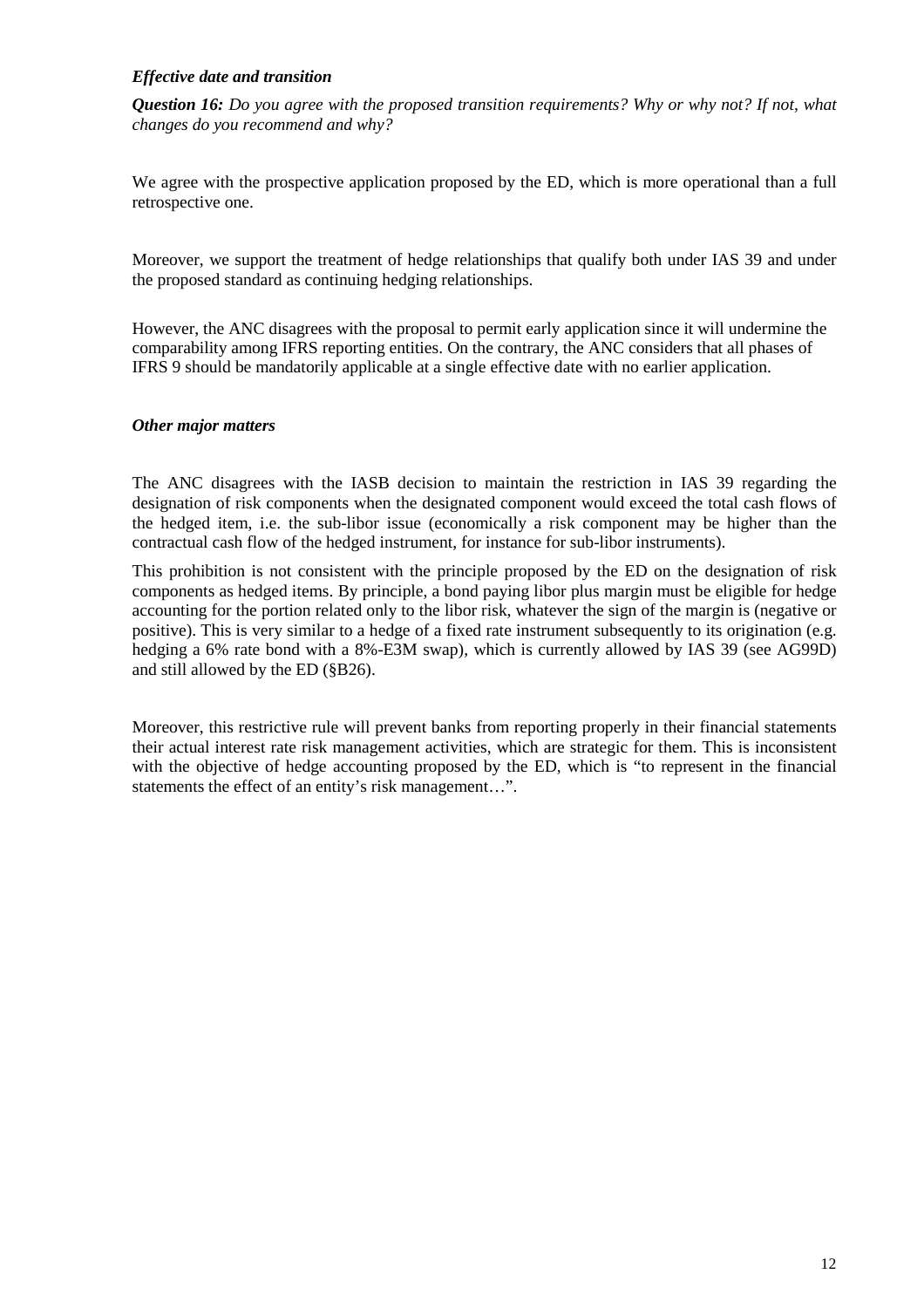### *Effective date and transition*

***Question 16:*** *Do you agree with the proposed transition requirements? Why or why not? If not, what changes do you recommend and why?*

We agree with the prospective application proposed by the ED, which is more operational than a full retrospective one.

Moreover, we support the treatment of hedge relationships that qualify both under IAS 39 and under the proposed standard as continuing hedging relationships.

However, the ANC disagrees with the proposal to permit early application since it will undermine the comparability among IFRS reporting entities. On the contrary, the ANC considers that all phases of IFRS 9 should be mandatorily applicable at a single effective date with no earlier application.

### *Other major matters*

The ANC disagrees with the IASB decision to maintain the restriction in IAS 39 regarding the designation of risk components when the designated component would exceed the total cash flows of the hedged item, i.e. the sub-libor issue (economically a risk component may be higher than the contractual cash flow of the hedged instrument, for instance for sub-libor instruments).

This prohibition is not consistent with the principle proposed by the ED on the designation of risk components as hedged items. By principle, a bond paying libor plus margin must be eligible for hedge accounting for the portion related only to the libor risk, whatever the sign of the margin is (negative or positive). This is very similar to a hedge of a fixed rate instrument subsequently to its origination (e.g. hedging a 6% rate bond with a 8%-E3M swap), which is currently allowed by IAS 39 (see AG99D) and still allowed by the ED (§B26).

Moreover, this restrictive rule will prevent banks from reporting properly in their financial statements their actual interest rate risk management activities, which are strategic for them. This is inconsistent with the objective of hedge accounting proposed by the ED, which is "to represent in the financial statements the effect of an entity's risk management…".